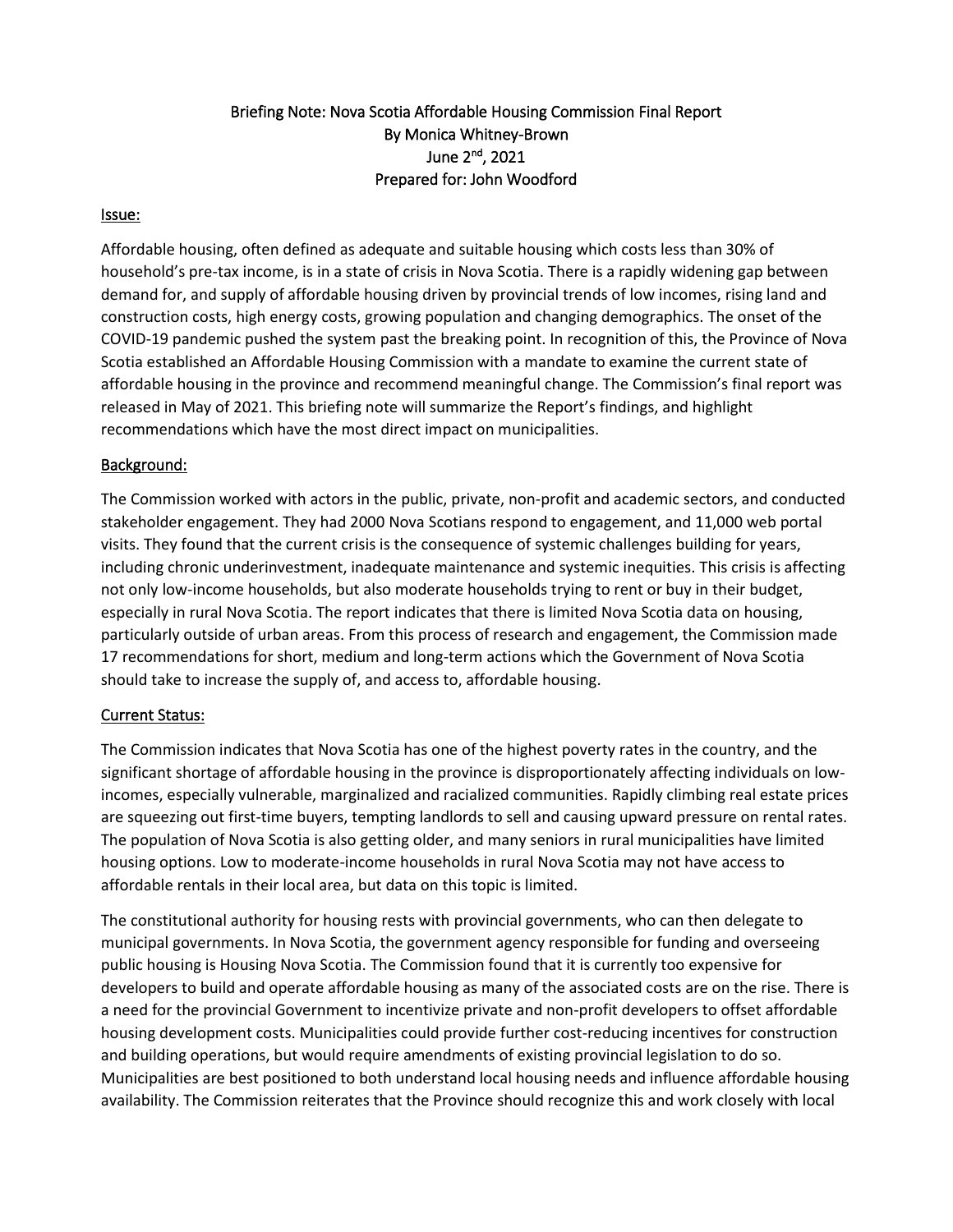Briefing Note: Nova Scotia Affordable Housing Commission Final Report
By Monica Whitney-Brown
June 2nd, 2021
Prepared for: John Woodford

## Issue:

Affordable housing, often defined as adequate and suitable housing which costs less than 30% of household's pre-tax income, is in a state of crisis in Nova Scotia. There is a rapidly widening gap between demand for, and supply of affordable housing driven by provincial trends of low incomes, rising land and construction costs, high energy costs, growing population and changing demographics. The onset of the COVID-19 pandemic pushed the system past the breaking point. In recognition of this, the Province of Nova Scotia established an Affordable Housing Commission with a mandate to examine the current state of affordable housing in the province and recommend meaningful change. The Commission's final report was released in May of 2021. This briefing note will summarize the Report's findings, and highlight recommendations which have the most direct impact on municipalities.

## Background:

The Commission worked with actors in the public, private, non-profit and academic sectors, and conducted stakeholder engagement. They had 2000 Nova Scotians respond to engagement, and 11,000 web portal visits. They found that the current crisis is the consequence of systemic challenges building for years, including chronic underinvestment, inadequate maintenance and systemic inequities. This crisis is affecting not only low-income households, but also moderate households trying to rent or buy in their budget, especially in rural Nova Scotia. The report indicates that there is limited Nova Scotia data on housing, particularly outside of urban areas. From this process of research and engagement, the Commission made 17 recommendations for short, medium and long-term actions which the Government of Nova Scotia should take to increase the supply of, and access to, affordable housing.

## Current Status:

The Commission indicates that Nova Scotia has one of the highest poverty rates in the country, and the significant shortage of affordable housing in the province is disproportionately affecting individuals on low-incomes, especially vulnerable, marginalized and racialized communities. Rapidly climbing real estate prices are squeezing out first-time buyers, tempting landlords to sell and causing upward pressure on rental rates. The population of Nova Scotia is also getting older, and many seniors in rural municipalities have limited housing options. Low to moderate-income households in rural Nova Scotia may not have access to affordable rentals in their local area, but data on this topic is limited.

The constitutional authority for housing rests with provincial governments, who can then delegate to municipal governments. In Nova Scotia, the government agency responsible for funding and overseeing public housing is Housing Nova Scotia. The Commission found that it is currently too expensive for developers to build and operate affordable housing as many of the associated costs are on the rise. There is a need for the provincial Government to incentivize private and non-profit developers to offset affordable housing development costs. Municipalities could provide further cost-reducing incentives for construction and building operations, but would require amendments of existing provincial legislation to do so. Municipalities are best positioned to both understand local housing needs and influence affordable housing availability. The Commission reiterates that the Province should recognize this and work closely with local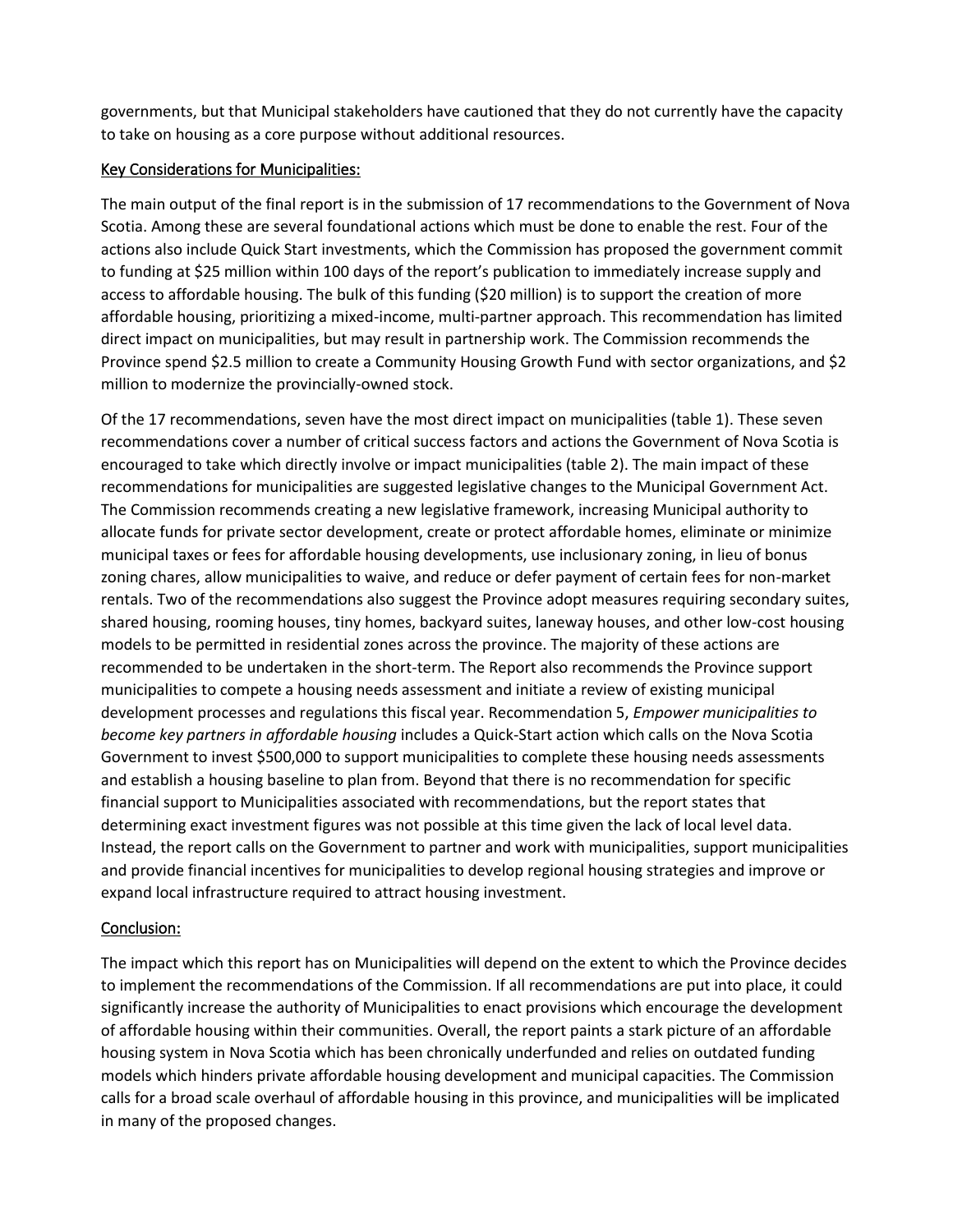governments, but that Municipal stakeholders have cautioned that they do not currently have the capacity to take on housing as a core purpose without additional resources.

## Key Considerations for Municipalities:

The main output of the final report is in the submission of 17 recommendations to the Government of Nova Scotia. Among these are several foundational actions which must be done to enable the rest. Four of the actions also include Quick Start investments, which the Commission has proposed the government commit to funding at $25 million within 100 days of the report's publication to immediately increase supply and access to affordable housing. The bulk of this funding ($20 million) is to support the creation of more affordable housing, prioritizing a mixed-income, multi-partner approach. This recommendation has limited direct impact on municipalities, but may result in partnership work. The Commission recommends the Province spend $2.5 million to create a Community Housing Growth Fund with sector organizations, and $2 million to modernize the provincially-owned stock.

Of the 17 recommendations, seven have the most direct impact on municipalities (table 1). These seven recommendations cover a number of critical success factors and actions the Government of Nova Scotia is encouraged to take which directly involve or impact municipalities (table 2). The main impact of these recommendations for municipalities are suggested legislative changes to the Municipal Government Act. The Commission recommends creating a new legislative framework, increasing Municipal authority to allocate funds for private sector development, create or protect affordable homes, eliminate or minimize municipal taxes or fees for affordable housing developments, use inclusionary zoning, in lieu of bonus zoning chares, allow municipalities to waive, and reduce or defer payment of certain fees for non-market rentals. Two of the recommendations also suggest the Province adopt measures requiring secondary suites, shared housing, rooming houses, tiny homes, backyard suites, laneway houses, and other low-cost housing models to be permitted in residential zones across the province. The majority of these actions are recommended to be undertaken in the short-term. The Report also recommends the Province support municipalities to compete a housing needs assessment and initiate a review of existing municipal development processes and regulations this fiscal year. Recommendation 5, *Empower municipalities to become key partners in affordable housing* includes a Quick-Start action which calls on the Nova Scotia Government to invest $500,000 to support municipalities to complete these housing needs assessments and establish a housing baseline to plan from. Beyond that there is no recommendation for specific financial support to Municipalities associated with recommendations, but the report states that determining exact investment figures was not possible at this time given the lack of local level data. Instead, the report calls on the Government to partner and work with municipalities, support municipalities and provide financial incentives for municipalities to develop regional housing strategies and improve or expand local infrastructure required to attract housing investment.

## Conclusion:

The impact which this report has on Municipalities will depend on the extent to which the Province decides to implement the recommendations of the Commission. If all recommendations are put into place, it could significantly increase the authority of Municipalities to enact provisions which encourage the development of affordable housing within their communities. Overall, the report paints a stark picture of an affordable housing system in Nova Scotia which has been chronically underfunded and relies on outdated funding models which hinders private affordable housing development and municipal capacities. The Commission calls for a broad scale overhaul of affordable housing in this province, and municipalities will be implicated in many of the proposed changes.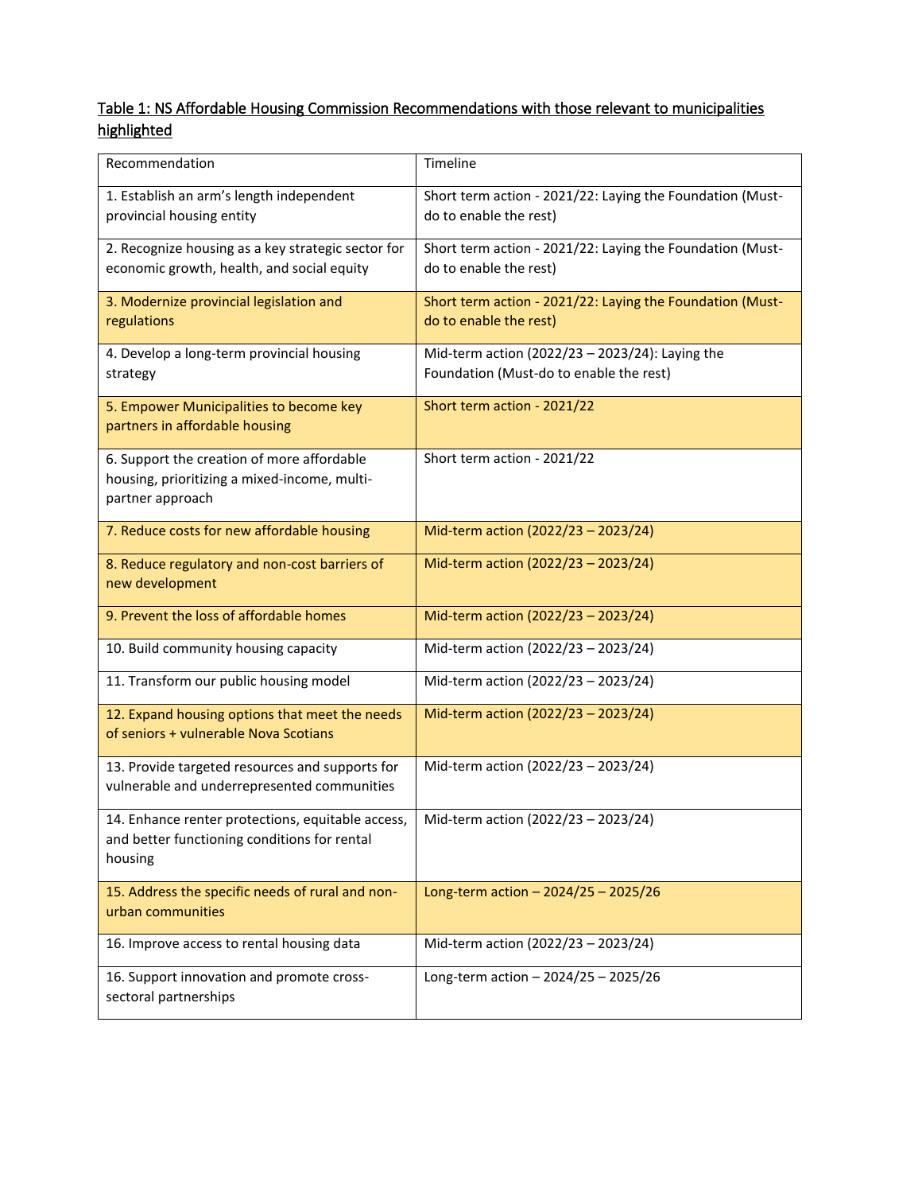Table 1: NS Affordable Housing Commission Recommendations with those relevant to municipalities highlighted

| Recommendation | Timeline |
|---|---|
| 1. Establish an arm's length independent provincial housing entity | Short term action - 2021/22: Laying the Foundation (Must-do to enable the rest) |
| 2. Recognize housing as a key strategic sector for economic growth, health, and social equity | Short term action - 2021/22: Laying the Foundation (Must-do to enable the rest) |
| 3. Modernize provincial legislation and regulations | Short term action - 2021/22: Laying the Foundation (Must-do to enable the rest) |
| 4. Develop a long-term provincial housing strategy | Mid-term action (2022/23 – 2023/24): Laying the Foundation (Must-do to enable the rest) |
| 5. Empower Municipalities to become key partners in affordable housing | Short term action - 2021/22 |
| 6. Support the creation of more affordable housing, prioritizing a mixed-income, multi-partner approach | Short term action - 2021/22 |
| 7. Reduce costs for new affordable housing | Mid-term action (2022/23 – 2023/24) |
| 8. Reduce regulatory and non-cost barriers of new development | Mid-term action (2022/23 – 2023/24) |
| 9. Prevent the loss of affordable homes | Mid-term action (2022/23 – 2023/24) |
| 10. Build community housing capacity | Mid-term action (2022/23 – 2023/24) |
| 11. Transform our public housing model | Mid-term action (2022/23 – 2023/24) |
| 12. Expand housing options that meet the needs of seniors + vulnerable Nova Scotians | Mid-term action (2022/23 – 2023/24) |
| 13. Provide targeted resources and supports for vulnerable and underrepresented communities | Mid-term action (2022/23 – 2023/24) |
| 14. Enhance renter protections, equitable access, and better functioning conditions for rental housing | Mid-term action (2022/23 – 2023/24) |
| 15. Address the specific needs of rural and non-urban communities | Long-term action – 2024/25 – 2025/26 |
| 16. Improve access to rental housing data | Mid-term action (2022/23 – 2023/24) |
| 16. Support innovation and promote cross-sectoral partnerships | Long-term action – 2024/25 – 2025/26 |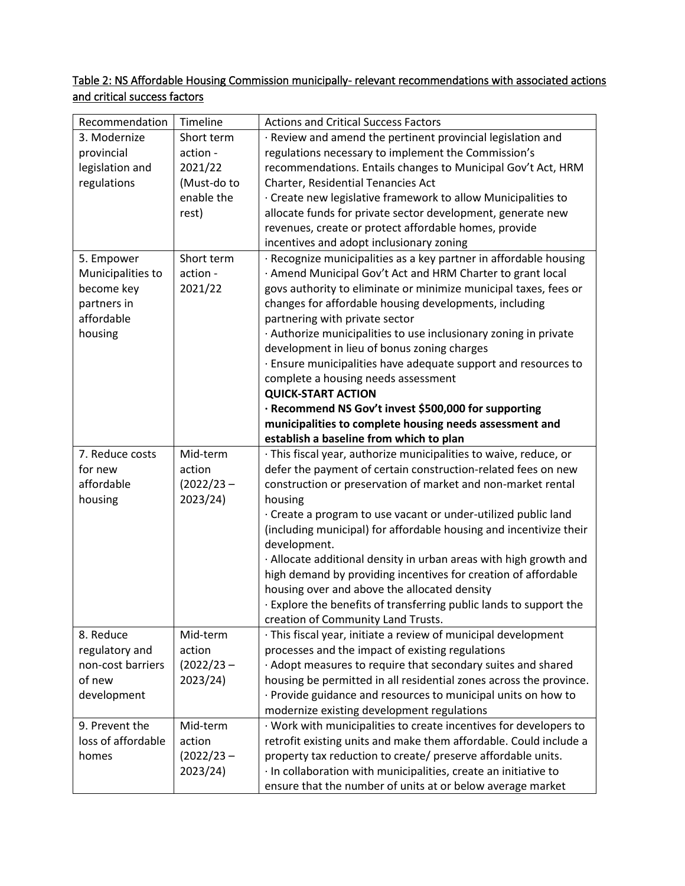<u>Table 2: NS Affordable Housing Commission municipally- relevant recommendations with associated actions and critical success factors</u>

| Recommendation | Timeline | Actions and Critical Success Factors |
|---|---|---|
| 3. Modernize provincial legislation and regulations | Short term action - 2021/22 (Must-do to enable the rest) | · Review and amend the pertinent provincial legislation and regulations necessary to implement the Commission's recommendations. Entails changes to Municipal Gov't Act, HRM Charter, Residential Tenancies Act<br>· Create new legislative framework to allow Municipalities to allocate funds for private sector development, generate new revenues, create or protect affordable homes, provide incentives and adopt inclusionary zoning |
| 5. Empower Municipalities to become key partners in affordable housing | Short term action - 2021/22 | · Recognize municipalities as a key partner in affordable housing<br>· Amend Municipal Gov't Act and HRM Charter to grant local govs authority to eliminate or minimize municipal taxes, fees or changes for affordable housing developments, including partnering with private sector<br>· Authorize municipalities to use inclusionary zoning in private development in lieu of bonus zoning charges<br>· Ensure municipalities have adequate support and resources to complete a housing needs assessment<br>**QUICK-START ACTION**<br>**· Recommend NS Gov't invest $500,000 for supporting municipalities to complete housing needs assessment and establish a baseline from which to plan** |
| 7. Reduce costs for new affordable housing | Mid-term action (2022/23 – 2023/24) | · This fiscal year, authorize municipalities to waive, reduce, or defer the payment of certain construction-related fees on new construction or preservation of market and non-market rental housing<br>· Create a program to use vacant or under-utilized public land (including municipal) for affordable housing and incentivize their development.<br>· Allocate additional density in urban areas with high growth and high demand by providing incentives for creation of affordable housing over and above the allocated density<br>· Explore the benefits of transferring public lands to support the creation of Community Land Trusts. |
| 8. Reduce regulatory and non-cost barriers of new development | Mid-term action (2022/23 – 2023/24) | · This fiscal year, initiate a review of municipal development processes and the impact of existing regulations<br>· Adopt measures to require that secondary suites and shared housing be permitted in all residential zones across the province.<br>· Provide guidance and resources to municipal units on how to modernize existing development regulations |
| 9. Prevent the loss of affordable homes | Mid-term action (2022/23 – 2023/24) | · Work with municipalities to create incentives for developers to retrofit existing units and make them affordable. Could include a property tax reduction to create/ preserve affordable units.<br>· In collaboration with municipalities, create an initiative to ensure that the number of units at or below average market |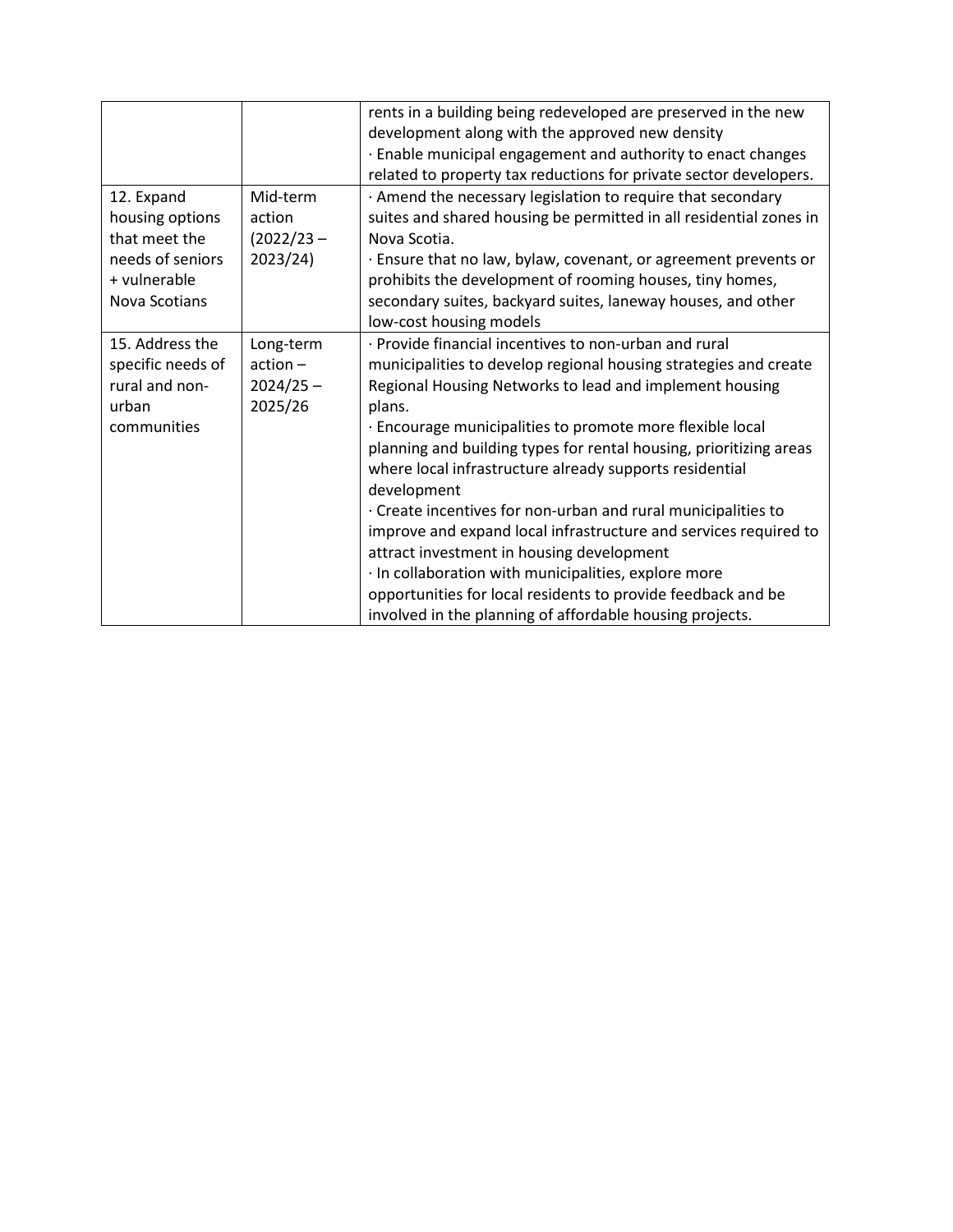| | | |
|---|---|---|
| | | rents in a building being redeveloped are preserved in the new development along with the approved new density<br>· Enable municipal engagement and authority to enact changes related to property tax reductions for private sector developers. |
| 12. Expand housing options that meet the needs of seniors + vulnerable Nova Scotians | Mid-term action (2022/23 – 2023/24) | · Amend the necessary legislation to require that secondary suites and shared housing be permitted in all residential zones in Nova Scotia.<br>· Ensure that no law, bylaw, covenant, or agreement prevents or prohibits the development of rooming houses, tiny homes, secondary suites, backyard suites, laneway houses, and other low-cost housing models |
| 15. Address the specific needs of rural and non-urban communities | Long-term action – 2024/25 – 2025/26 | · Provide financial incentives to non-urban and rural municipalities to develop regional housing strategies and create Regional Housing Networks to lead and implement housing plans.<br>· Encourage municipalities to promote more flexible local planning and building types for rental housing, prioritizing areas where local infrastructure already supports residential development<br>· Create incentives for non-urban and rural municipalities to improve and expand local infrastructure and services required to attract investment in housing development<br>· In collaboration with municipalities, explore more opportunities for local residents to provide feedback and be involved in the planning of affordable housing projects. |